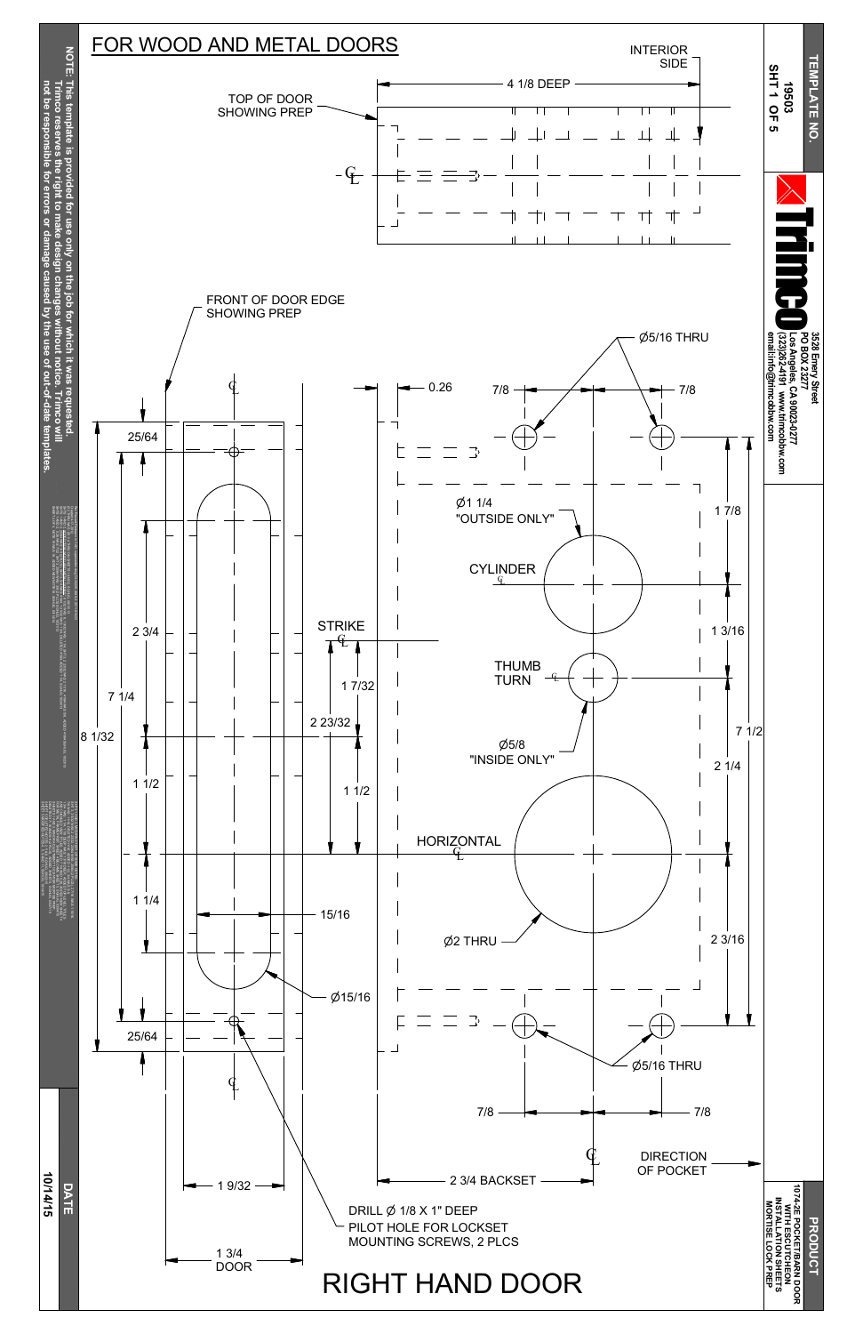# FOR WOOD AND METAL DOORS

**NOTE: This template is provided for use only on the job for which it was requested. Trimco reserves the right to make design changes without notice. Trimco will not be responsible for errors or damage caused by the use of out-of-date templates.**

**TEMPLATE NO.** 19503 SHT 1 OF 5

Trimco
3528 Emery Street
PO BOX 23277
Los Angeles, CA 90023-0277
(323)262-4191 www.trimcobbw.com
email:info@trimcobbw.com

**PRODUCT**
1074-2E POCKET/BARN DOOR WITH ESCUTCHEON INSTALLATION SHEETS MORTISE LOCK PREP

**DATE** 10/14/15

INTERIOR SIDE

4 1/8 DEEP

TOP OF DOOR SHOWING PREP

FRONT OF DOOR EDGE SHOWING PREP

℄

0.26

7/8

7/8

Ø5/16 THRU

25/64

Ø1 1/4 "OUTSIDE ONLY"

1 7/8

CYLINDER ℄

2 3/4

STRIKE ℄

1 3/8

1 7/32

THUMB TURN ℄

7 1/4

2 23/32

8 1/32

Ø5/8 "INSIDE ONLY"

7 1/2

2 1/4

1 1/2

1 1/2

HORIZONTAL ℄

1 1/4

15/16

Ø2 THRU

2 3/16

Ø15/16

25/64

Ø5/16 THRU

7/8

7/8

DIRECTION OF POCKET

1 9/32

2 3/4 BACKSET

DRILL Ø 1/8 X 1" DEEP PILOT HOLE FOR LOCKSET MOUNTING SCREWS, 2 PLCS

1 3/4 DOOR

# RIGHT HAND DOOR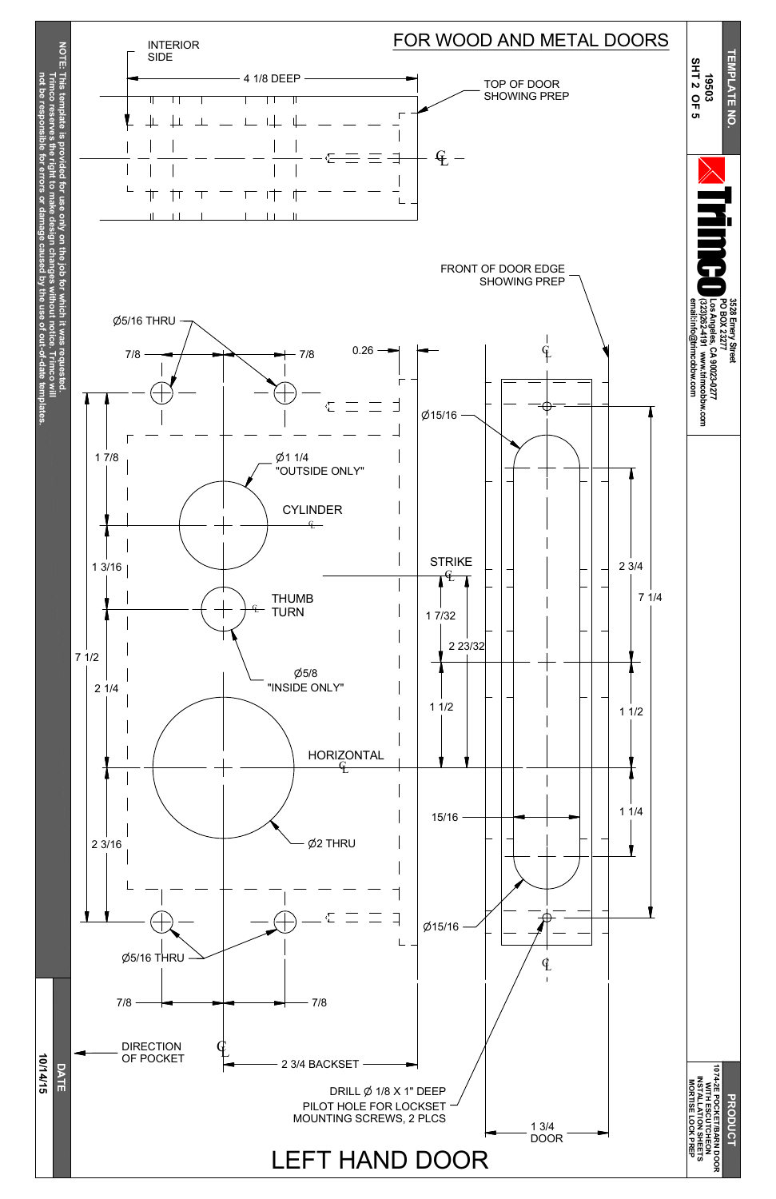# FOR WOOD AND METAL DOORS

INTERIOR SIDE

4 1/8 DEEP

TOP OF DOOR SHOWING PREP

FRONT OF DOOR EDGE SHOWING PREP

Ø5/16 THRU

7/8 — 7/8

0.26

Ø15/16

1 7/8

Ø1 1/4 "OUTSIDE ONLY"

CYLINDER

1 3/16

STRIKE

2 3/4

7 1/4

THUMB TURN

1 7/32

2 23/32

7 1/2

Ø5/8 "INSIDE ONLY"

2 1/4

1 1/2

1 1/2

HORIZONTAL

15/16

1 1/4

2 3/16

Ø2 THRU

Ø15/16

Ø5/16 THRU

7/8 — 7/8

DIRECTION OF POCKET

2 3/4 BACKSET

DRILL Ø 1/8 X 1" DEEP PILOT HOLE FOR LOCKSET MOUNTING SCREWS, 2 PLCS

1 3/4 DOOR

# LEFT HAND DOOR

NOTE: This template is provided for use only on the job for which it was requested. Trimco reserves the right to make design changes without notice. Trimco will not be responsible for errors or damage caused by the use of out-of-date templates.

| DATE |
|---|
| 10/14/15 |

| TEMPLATE NO. |
|---|
| 19503 |
| SHT 2 OF 5 |

Trimco
3528 Emery Street
PO BOX 23277
Los Angeles, CA 90023-0277
(323)262-4191 www.trimcobbw.com
email:info@trimcobbw.com

| PRODUCT |
|---|
| 1074-2E POCKET/BARN DOOR WITH ESCUTCHEON INSTALLATION SHEETS MORTISE LOCK PREP |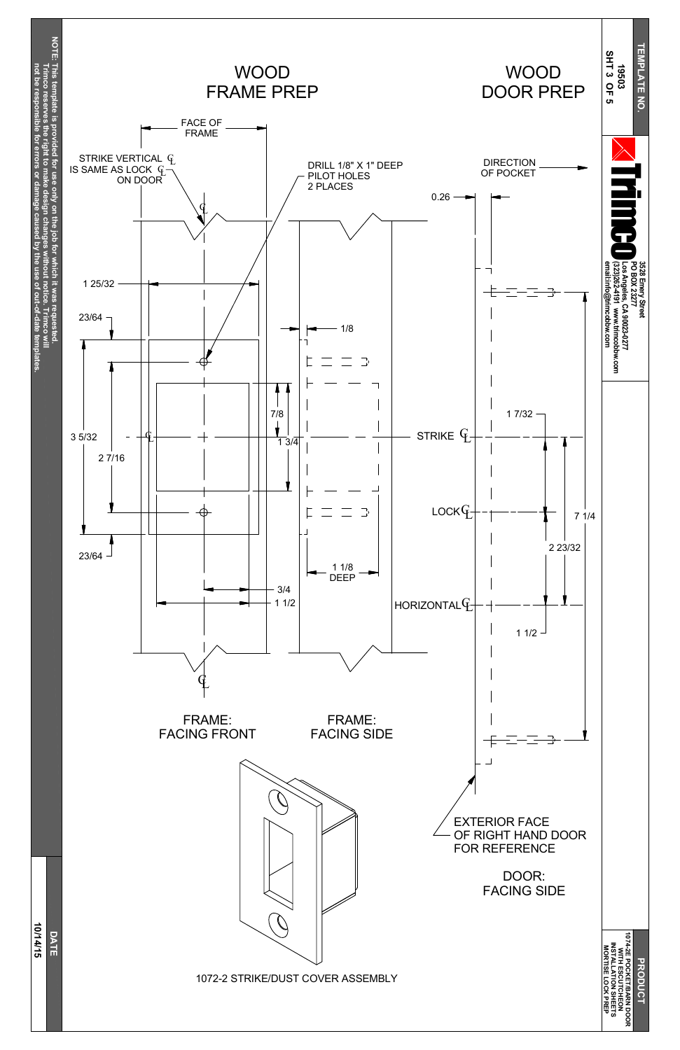# WOOD FRAME PREP

# WOOD DOOR PREP

FACE OF FRAME

STRIKE VERTICAL ℄ IS SAME AS LOCK ℄ ON DOOR

DRILL 1/8" X 1" DEEP PILOT HOLES 2 PLACES

DIRECTION OF POCKET

0.26

1 25/32

23/64

1/8

3 5/32

2 7/16

7/8

1 3/4

STRIKE ℄

1 7/32

LOCK ℄

7 1/4

2 23/32

23/64

1 1/8 DEEP

3/4

1 1/2

HORIZONTAL ℄

1 1/2

FRAME: FACING FRONT

FRAME: FACING SIDE

EXTERIOR FACE OF RIGHT HAND DOOR FOR REFERENCE

DOOR: FACING SIDE

1072-2 STRIKE/DUST COVER ASSEMBLY

NOTE: This template is provided for use only on the job for which it was requested. Trimco reserves the right to make design changes without notice. Trimco will not be responsible for errors or damage caused by the use of out-of-date templates.

DATE 10/14/15

TEMPLATE NO. 19503 SHT 3 OF 5

Trimco
3528 Emery Street
PO BOX 23277
Los Angeles, CA 90023-0277
(323)262-4191 www.trimcobbw.com
email:info@trimcobbw.com

PRODUCT
1074-2E POCKET/BARN DOOR WITH ESCUTCHEON INSTALLATION SHEETS MORTISE LOCK PREP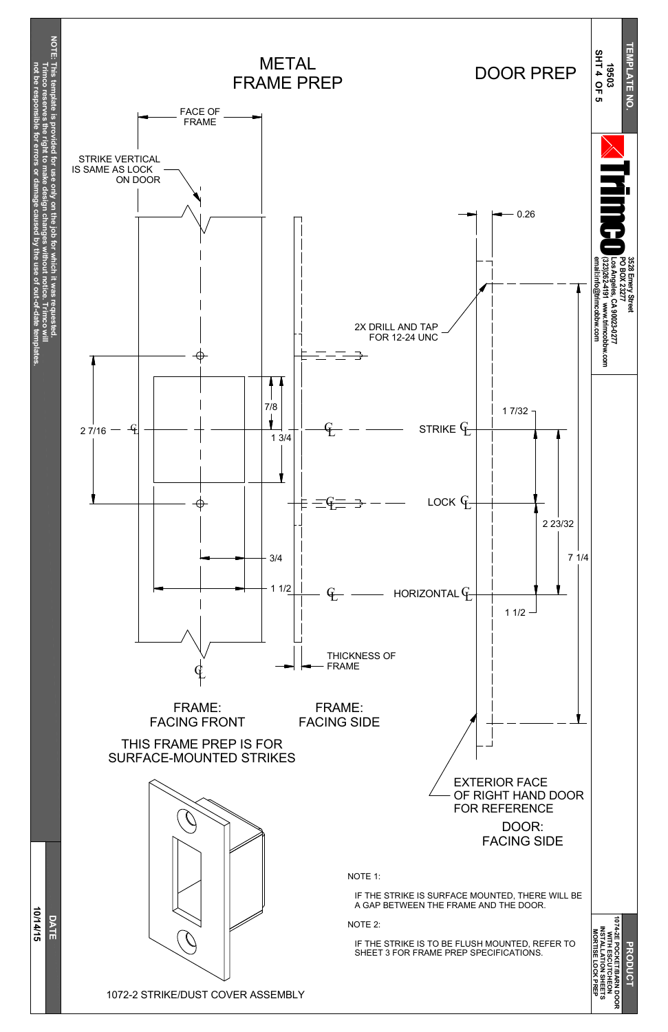# METAL FRAME PREP

# DOOR PREP

FACE OF FRAME

STRIKE VERTICAL IS SAME AS LOCK ON DOOR

2X DRILL AND TAP FOR 12-24 UNC

0.26

2 7/16

7/8

1 3/4

3/4

1 1/2

STRIKE ℄

LOCK ℄

HORIZONTAL ℄

1 7/32

2 23/32

7 1/4

1 1/2

THICKNESS OF FRAME

FRAME: FACING FRONT

FRAME: FACING SIDE

THIS FRAME PREP IS FOR SURFACE-MOUNTED STRIKES

1072-2 STRIKE/DUST COVER ASSEMBLY

EXTERIOR FACE OF RIGHT HAND DOOR FOR REFERENCE

DOOR: FACING SIDE

NOTE 1:

IF THE STRIKE IS SURFACE MOUNTED, THERE WILL BE A GAP BETWEEN THE FRAME AND THE DOOR.

NOTE 2:

IF THE STRIKE IS TO BE FLUSH MOUNTED, REFER TO SHEET 3 FOR FRAME PREP SPECIFICATIONS.

**NOTE: This template is provided for use only on the job for which it was requested. Trimco reserves the right to make design changes without notice. Trimco will not be responsible for errors or damage caused by the use of out-of-date templates.**

**DATE** 10/14/15

**TEMPLATE NO.** 19503 SHT 4 OF 5

Trimco — 3528 Emery Street, PO BOX 23277, Los Angeles, CA 90023-0277, (323)262-4191 www.trimcobbw.com, email:info@trimcobbw.com

**PRODUCT** 1074-2E POCKET/BARN DOOR WITH ESCUTCHEON INSTALLATION SHEETS MORTISE LOCK PREP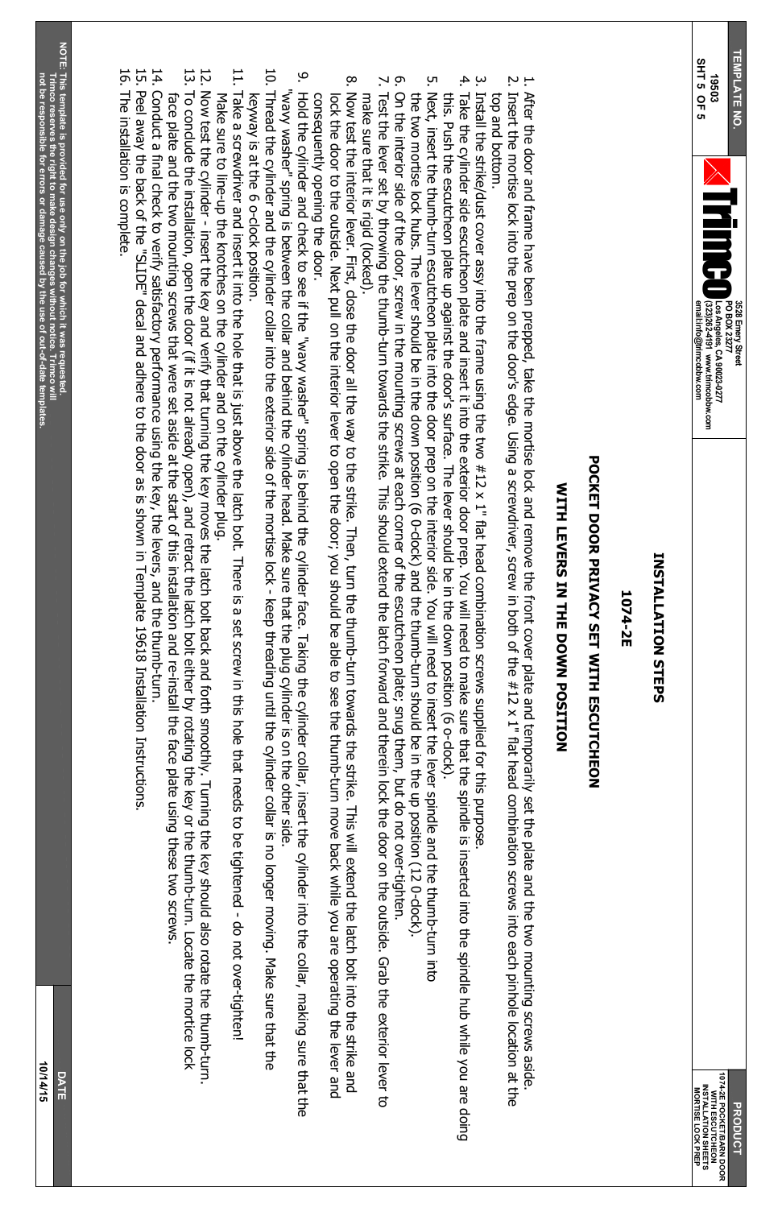# INSTALLATION STEPS

## 1074-2E

## POCKET DOOR PRIVACY SET WITH ESCUTCHEON

## WITH LEVERS IN THE DOWN POSITION

1. After the door and frame have been prepped, take the mortise lock and remove the front cover plate and the two mounting screws aside.
2. Insert the mortise lock into the prep on the door's edge. Using a screwdriver, screw in both of the #12 x 1" flat head combination screws into each pinhole location at the top and bottom.
3. Install the strike/dust cover assy into the frame using the two #12 x 1" flat head combination screws supplied for this purpose.
4. Take the cylinder side escutcheon plate and insert it into the exterior door prep. You will need to make sure that the spindle is inserted into the spindle hub while you are doing this. Push the escutcheon plate up against the door's surface. The lever should be in the down position (6 o-clock).
5. Next, insert the thumb-turn escutcheon plate into the door prep on the interior side. You will need to insert the lever spindle and the thumb-turn into the two mortise lock hubs. The lever should be in the down position (6 0-clock) and the thumb-turn should be in the up position (12 0-clock).
6. On the interior side of the door, screw in the mounting screws at each corner of the escutcheon plate; snug them, but do not over-tighten.
7. Test the lever set by throwing the thumb-turn towards the strike. This should extend the latch forward and therein lock the door on the outside. Grab the exterior lever to make sure that it is rigid (locked).
8. Now test the interior lever. First, close the door all the way to the strike. Then, turn the thumb-turn towards the strike. This will extend the latch bolt into the strike and lock the door to the outside. Next pull on the interior lever to open the door; you should be able to see the thumb-turn move back while you are operating the lever and consequently opening the door.
9. Hold the cylinder and check to see if the "wavy washer" spring is behind the cylinder face. Taking the cylinder collar, insert the cylinder into the collar, making sure that the "wavy washer" spring is between the collar and behind the cylinder head. Make sure that the plug cylinder is on the other side.
10. Thread the cylinder and the cylinder collar into the exterior side of the mortise lock - keep threading until the cylinder collar is no longer moving. Make sure that the keyway is at the 6 o-clock position.
11. Take a screwdriver and insert it into the hole that is just above the latch bolt. There is a set screw in this hole that needs to be tightened - do not over-tighten! Make sure to line-up the knotches on the cylinder and on the cylinder plug.
12. Now test the cylinder - insert the key and verify that turning the key moves the latch bolt back and forth smoothly. Turning the key should also rotate the thumb-turn.
13. To conclude the installation, open the door (if it is not already open), and retract the latch bolt either by rotating the key or the thumb-turn. Locate the mortice lock face plate and the two mounting screws that were set aside at the start of this installation and re-install the face plate using these two screws.
14. Conduct a final check to verify satisfactory performance using the key, the levers, and the thumb-turn.
15. Peel away the back of the "SLIDE" decal and adhere to the door as is shown in Template 19618 Installation Instructions.
16. The installation is complete.

TEMPLATE NO. 19503 SHT 5 OF 5

Trimco — 3528 Emery Street, PO BOX 23277, Los Angeles, CA 90023-0277, (323)262-4191 www.trimcobbw.com, email:info@trimcobbw.com

PRODUCT: 1074-2E POCKET/BARN DOOR WITH ESCUTCHEON INSTALLATION SHEETS MORTISE LOCK PREP

DATE: 10/14/15

NOTE: This template is provided for use only on the job for which it was requested. Trimco reserves the right to make design changes without notice. Trimco will not be responsible for errors or damage caused by the use of out-of-date templates.